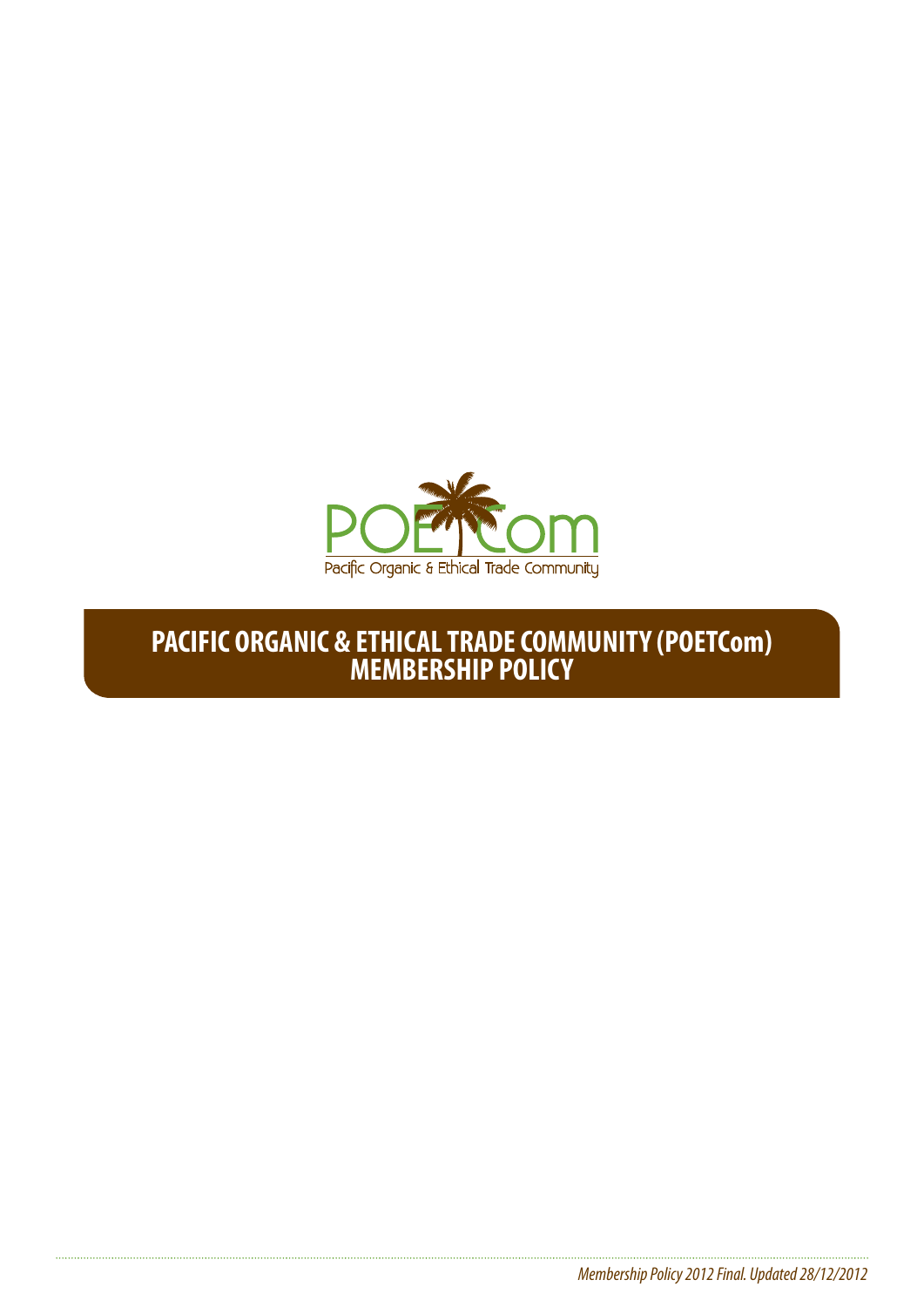POETCom

Pacific Organic & Ethical Trade Community

# PACIFIC ORGANIC & ETHICAL TRADE COMMUNITY (POETCom) MEMBERSHIP POLICY

*Membership Policy 2012 Final. Updated 28/12/2012*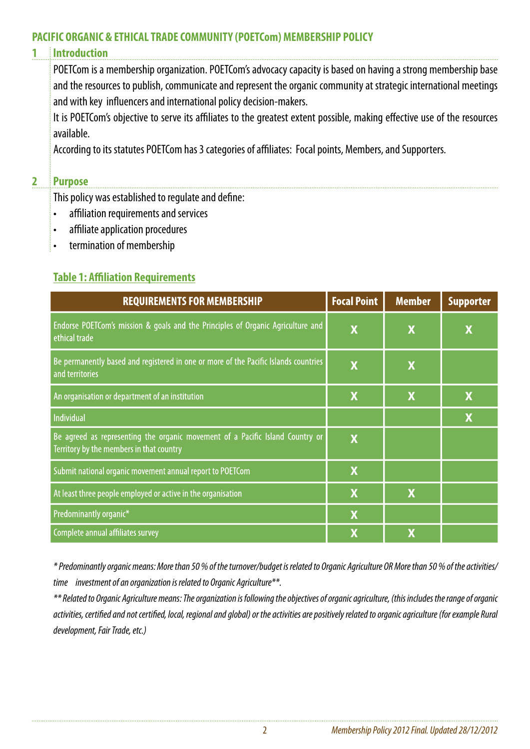# PACIFIC ORGANIC & ETHICAL TRADE COMMUNITY (POETCom) MEMBERSHIP POLICY

## 1 Introduction

POETCom is a membership organization. POETCom's advocacy capacity is based on having a strong membership base and the resources to publish, communicate and represent the organic community at strategic international meetings and with key influencers and international policy decision-makers.

It is POETCom's objective to serve its affiliates to the greatest extent possible, making effective use of the resources available.

According to its statutes POETCom has 3 categories of affiliates: Focal points, Members, and Supporters.

## 2 Purpose

This policy was established to regulate and define:

- affiliation requirements and services
- affiliate application procedures
- termination of membership

### Table 1: Affiliation Requirements

| REQUIREMENTS FOR MEMBERSHIP | Focal Point | Member | Supporter |
|---|---|---|---|
| Endorse POETCom's mission & goals and the Principles of Organic Agriculture and ethical trade | X | X | X |
| Be permanently based and registered in one or more of the Pacific Islands countries and territories | X | X | |
| An organisation or department of an institution | X | X | X |
| Individual | | | X |
| Be agreed as representing the organic movement of a Pacific Island Country or Territory by the members in that country | X | | |
| Submit national organic movement annual report to POETCom | X | | |
| At least three people employed or active in the organisation | X | X | |
| Predominantly organic* | X | | |
| Complete annual affiliates survey | X | X | |

*\* Predominantly organic means: More than 50 % of the turnover/budget is related to Organic Agriculture OR More than 50 % of the activities/ time investment of an organization is related to Organic Agriculture\*\*.*

*\*\* Related to Organic Agriculture means: The organization is following the objectives of organic agriculture, (this includes the range of organic activities, certified and not certified, local, regional and global) or the activities are positively related to organic agriculture (for example Rural development, Fair Trade, etc.)*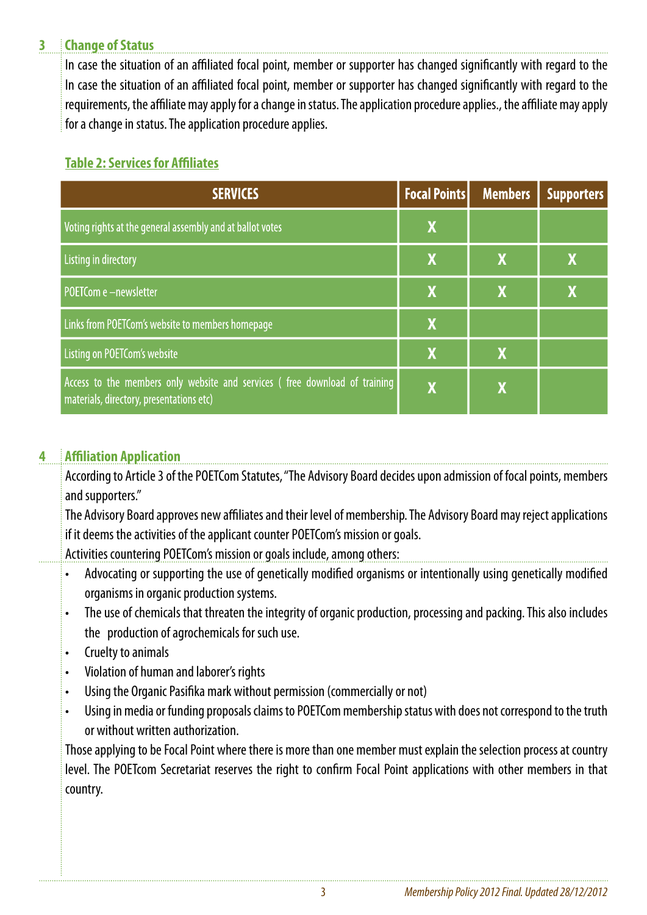## 3 Change of Status

In case the situation of an affiliated focal point, member or supporter has changed significantly with regard to the In case the situation of an affiliated focal point, member or supporter has changed significantly with regard to the requirements, the affiliate may apply for a change in status. The application procedure applies., the affiliate may apply for a change in status. The application procedure applies.

**Table 2: Services for Affiliates**

| SERVICES | Focal Points | Members | Supporters |
|---|---|---|---|
| Voting rights at the general assembly and at ballot votes | X | | |
| Listing in directory | X | X | X |
| POETCom e –newsletter | X | X | X |
| Links from POETCom's website to members homepage | X | | |
| Listing on POETCom's website | X | X | |
| Access to the members only website and services ( free download of training materials, directory, presentations etc) | X | X | |

## 4 Affiliation Application

According to Article 3 of the POETCom Statutes, "The Advisory Board decides upon admission of focal points, members and supporters."

The Advisory Board approves new affiliates and their level of membership. The Advisory Board may reject applications if it deems the activities of the applicant counter POETCom's mission or goals.

Activities countering POETCom's mission or goals include, among others:

- Advocating or supporting the use of genetically modified organisms or intentionally using genetically modified organisms in organic production systems.
- The use of chemicals that threaten the integrity of organic production, processing and packing. This also includes the production of agrochemicals for such use.
- Cruelty to animals
- Violation of human and laborer's rights
- Using the Organic Pasifika mark without permission (commercially or not)
- Using in media or funding proposals claims to POETCom membership status with does not correspond to the truth or without written authorization.

Those applying to be Focal Point where there is more than one member must explain the selection process at country level. The POETcom Secretariat reserves the right to confirm Focal Point applications with other members in that country.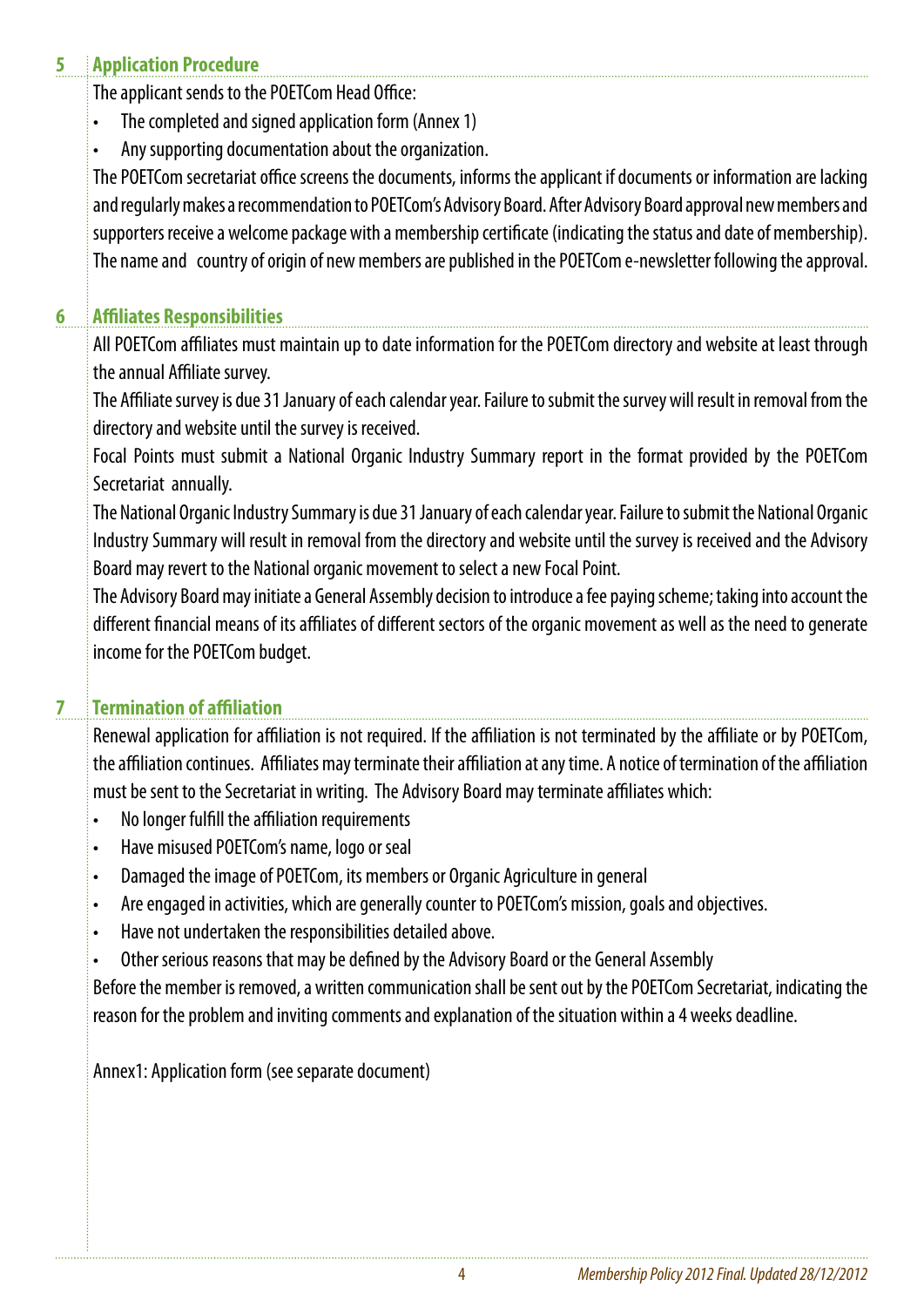## 5 Application Procedure

The applicant sends to the POETCom Head Office:

- The completed and signed application form (Annex 1)
- Any supporting documentation about the organization.

The POETCom secretariat office screens the documents, informs the applicant if documents or information are lacking and regularly makes a recommendation to POETCom's Advisory Board. After Advisory Board approval new members and supporters receive a welcome package with a membership certificate (indicating the status and date of membership). The name and country of origin of new members are published in the POETCom e-newsletter following the approval.

## 6 Affiliates Responsibilities

All POETCom affiliates must maintain up to date information for the POETCom directory and website at least through the annual Affiliate survey.

The Affiliate survey is due 31 January of each calendar year. Failure to submit the survey will result in removal from the directory and website until the survey is received.

Focal Points must submit a National Organic Industry Summary report in the format provided by the POETCom Secretariat annually.

The National Organic Industry Summary is due 31 January of each calendar year. Failure to submit the National Organic Industry Summary will result in removal from the directory and website until the survey is received and the Advisory Board may revert to the National organic movement to select a new Focal Point.

The Advisory Board may initiate a General Assembly decision to introduce a fee paying scheme; taking into account the different financial means of its affiliates of different sectors of the organic movement as well as the need to generate income for the POETCom budget.

## 7 Termination of affiliation

Renewal application for affiliation is not required. If the affiliation is not terminated by the affiliate or by POETCom, the affiliation continues. Affiliates may terminate their affiliation at any time. A notice of termination of the affiliation must be sent to the Secretariat in writing. The Advisory Board may terminate affiliates which:

- No longer fulfill the affiliation requirements
- Have misused POETCom's name, logo or seal
- Damaged the image of POETCom, its members or Organic Agriculture in general
- Are engaged in activities, which are generally counter to POETCom's mission, goals and objectives.
- Have not undertaken the responsibilities detailed above.
- Other serious reasons that may be defined by the Advisory Board or the General Assembly

Before the member is removed, a written communication shall be sent out by the POETCom Secretariat, indicating the reason for the problem and inviting comments and explanation of the situation within a 4 weeks deadline.

Annex1: Application form (see separate document)